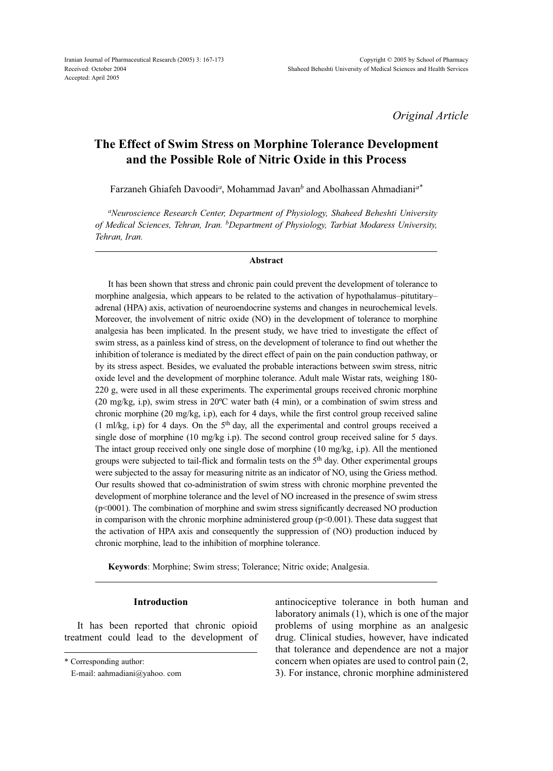Received: October 2004
Accepted: April 2005

*Original Article*

# The Effect of Swim Stress on Morphine Tolerance Development and the Possible Role of Nitric Oxide in this Process

Farzaneh Ghiafeh Davoodi[a], Mohammad Javan[b] and Abolhassan Ahmadiani[a*]

[a]*Neuroscience Research Center, Department of Physiology, Shaheed Beheshti University of Medical Sciences, Tehran, Iran.* [b]*Department of Physiology, Tarbiat Modaress University, Tehran, Iran.*

## Abstract

It has been shown that stress and chronic pain could prevent the development of tolerance to morphine analgesia, which appears to be related to the activation of hypothalamus–pitutitary–adrenal (HPA) axis, activation of neuroendocrine systems and changes in neurochemical levels. Moreover, the involvement of nitric oxide (NO) in the development of tolerance to morphine analgesia has been implicated. In the present study, we have tried to investigate the effect of swim stress, as a painless kind of stress, on the development of tolerance to find out whether the inhibition of tolerance is mediated by the direct effect of pain on the pain conduction pathway, or by its stress aspect. Besides, we evaluated the probable interactions between swim stress, nitric oxide level and the development of morphine tolerance. Adult male Wistar rats, weighing 180-220 g, were used in all these experiments. The experimental groups received chronic morphine (20 mg/kg, i.p), swim stress in 20ºC water bath (4 min), or a combination of swim stress and chronic morphine (20 mg/kg, i.p), each for 4 days, while the first control group received saline (1 ml/kg, i.p) for 4 days. On the 5[th] day, all the experimental and control groups received a single dose of morphine (10 mg/kg i.p). The second control group received saline for 5 days. The intact group received only one single dose of morphine (10 mg/kg, i.p). All the mentioned groups were subjected to tail-flick and formalin tests on the 5[th] day. Other experimental groups were subjected to the assay for measuring nitrite as an indicator of NO, using the Griess method. Our results showed that co-administration of swim stress with chronic morphine prevented the development of morphine tolerance and the level of NO increased in the presence of swim stress ($p<0001$). The combination of morphine and swim stress significantly decreased NO production in comparison with the chronic morphine administered group ($p<0.001$). These data suggest that the activation of HPA axis and consequently the suppression of (NO) production induced by chronic morphine, lead to the inhibition of morphine tolerance.

**Keywords**: Morphine; Swim stress; Tolerance; Nitric oxide; Analgesia.

## Introduction

It has been reported that chronic opioid treatment could lead to the development of antinociceptive tolerance in both human and laboratory animals (1), which is one of the major problems of using morphine as an analgesic drug. Clinical studies, however, have indicated that tolerance and dependence are not a major concern when opiates are used to control pain (2, 3). For instance, chronic morphine administered

\* Corresponding author:
E-mail: aahmadiani@yahoo. com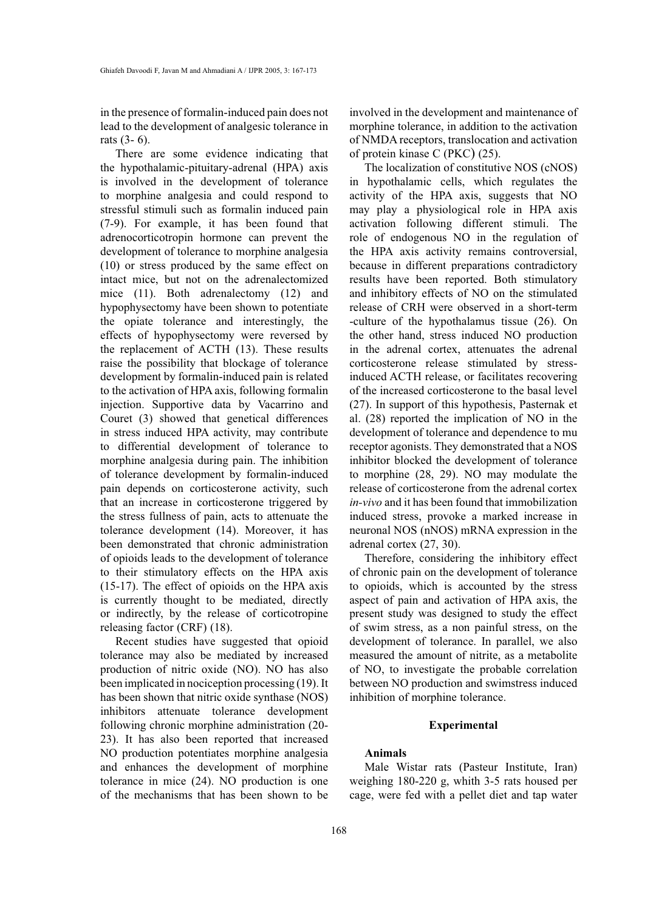in the presence of formalin-induced pain does not lead to the development of analgesic tolerance in rats (3- 6).

There are some evidence indicating that the hypothalamic-pituitary-adrenal (HPA) axis is involved in the development of tolerance to morphine analgesia and could respond to stressful stimuli such as formalin induced pain (7-9). For example, it has been found that adrenocorticotropin hormone can prevent the development of tolerance to morphine analgesia (10) or stress produced by the same effect on intact mice, but not on the adrenalectomized mice (11). Both adrenalectomy (12) and hypophysectomy have been shown to potentiate the opiate tolerance and interestingly, the effects of hypophysectomy were reversed by the replacement of ACTH (13). These results raise the possibility that blockage of tolerance development by formalin-induced pain is related to the activation of HPA axis, following formalin injection. Supportive data by Vacarrino and Couret (3) showed that genetical differences in stress induced HPA activity, may contribute to differential development of tolerance to morphine analgesia during pain. The inhibition of tolerance development by formalin-induced pain depends on corticosterone activity, such that an increase in corticosterone triggered by the stress fullness of pain, acts to attenuate the tolerance development (14). Moreover, it has been demonstrated that chronic administration of opioids leads to the development of tolerance to their stimulatory effects on the HPA axis (15-17). The effect of opioids on the HPA axis is currently thought to be mediated, directly or indirectly, by the release of corticotropine releasing factor (CRF) (18).

Recent studies have suggested that opioid tolerance may also be mediated by increased production of nitric oxide (NO). NO has also been implicated in nociception processing (19). It has been shown that nitric oxide synthase (NOS) inhibitors attenuate tolerance development following chronic morphine administration (20-23). It has also been reported that increased NO production potentiates morphine analgesia and enhances the development of morphine tolerance in mice (24). NO production is one of the mechanisms that has been shown to be involved in the development and maintenance of morphine tolerance, in addition to the activation of NMDA receptors, translocation and activation of protein kinase C (PKC) (25).

The localization of constitutive NOS (cNOS) in hypothalamic cells, which regulates the activity of the HPA axis, suggests that NO may play a physiological role in HPA axis activation following different stimuli. The role of endogenous NO in the regulation of the HPA axis activity remains controversial, because in different preparations contradictory results have been reported. Both stimulatory and inhibitory effects of NO on the stimulated release of CRH were observed in a short-term -culture of the hypothalamus tissue (26). On the other hand, stress induced NO production in the adrenal cortex, attenuates the adrenal corticosterone release stimulated by stress-induced ACTH release, or facilitates recovering of the increased corticosterone to the basal level (27). In support of this hypothesis, Pasternak et al. (28) reported the implication of NO in the development of tolerance and dependence to mu receptor agonists. They demonstrated that a NOS inhibitor blocked the development of tolerance to morphine (28, 29). NO may modulate the release of corticosterone from the adrenal cortex *in-vivo* and it has been found that immobilization induced stress, provoke a marked increase in neuronal NOS (nNOS) mRNA expression in the adrenal cortex (27, 30).

Therefore, considering the inhibitory effect of chronic pain on the development of tolerance to opioids, which is accounted by the stress aspect of pain and activation of HPA axis, the present study was designed to study the effect of swim stress, as a non painful stress, on the development of tolerance. In parallel, we also measured the amount of nitrite, as a metabolite of NO, to investigate the probable correlation between NO production and swimstress induced inhibition of morphine tolerance.

## Experimental

### Animals

Male Wistar rats (Pasteur Institute, Iran) weighing 180-220 g, whith 3-5 rats housed per cage, were fed with a pellet diet and tap water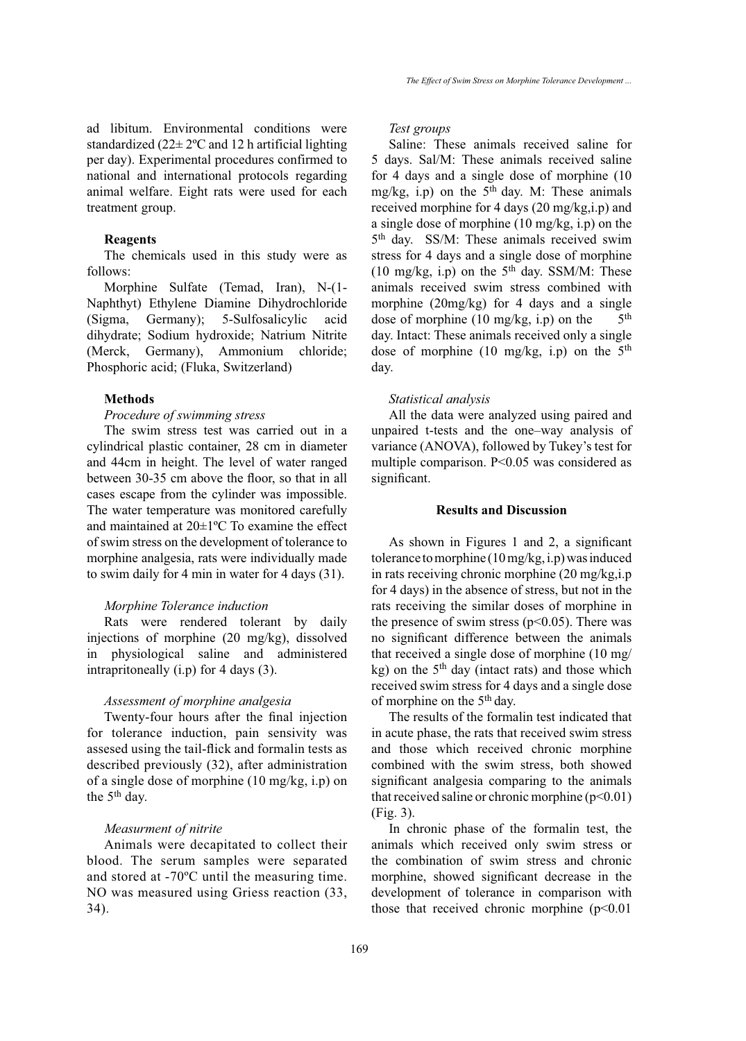ad libitum. Environmental conditions were standardized (22± 2ºC and 12 h artificial lighting per day). Experimental procedures confirmed to national and international protocols regarding animal welfare. Eight rats were used for each treatment group.

### Reagents

The chemicals used in this study were as follows:

Morphine Sulfate (Temad, Iran), N-(1-Naphthyt) Ethylene Diamine Dihydrochloride (Sigma, Germany); 5-Sulfosalicylic acid dihydrate; Sodium hydroxide; Natrium Nitrite (Merck, Germany), Ammonium chloride; Phosphoric acid; (Fluka, Switzerland)

### Methods

*Procedure of swimming stress*

The swim stress test was carried out in a cylindrical plastic container, 28 cm in diameter and 44cm in height. The level of water ranged between 30-35 cm above the floor, so that in all cases escape from the cylinder was impossible. The water temperature was monitored carefully and maintained at 20±1ºC To examine the effect of swim stress on the development of tolerance to morphine analgesia, rats were individually made to swim daily for 4 min in water for 4 days (31).

*Morphine Tolerance induction*

Rats were rendered tolerant by daily injections of morphine (20 mg/kg), dissolved in physiological saline and administered intrapritoneally (i.p) for 4 days (3).

*Assessment of morphine analgesia*

Twenty-four hours after the final injection for tolerance induction, pain sensivity was assesed using the tail-flick and formalin tests as described previously (32), after administration of a single dose of morphine (10 mg/kg, i.p) on the 5th day.

*Measurment of nitrite*

Animals were decapitated to collect their blood. The serum samples were separated and stored at -70ºC until the measuring time. NO was measured using Griess reaction (33, 34).

*Test groups*

Saline: These animals received saline for 5 days. Sal/M: These animals received saline for 4 days and a single dose of morphine (10 mg/kg, i.p) on the 5th day. M: These animals received morphine for 4 days (20 mg/kg,i.p) and a single dose of morphine (10 mg/kg, i.p) on the 5th day. SS/M: These animals received swim stress for 4 days and a single dose of morphine (10 mg/kg, i.p) on the 5th day. SSM/M: These animals received swim stress combined with morphine (20mg/kg) for 4 days and a single dose of morphine (10 mg/kg, i.p) on the 5th day. Intact: These animals received only a single dose of morphine (10 mg/kg, i.p) on the 5th day.

*Statistical analysis*

All the data were analyzed using paired and unpaired t-tests and the one–way analysis of variance (ANOVA), followed by Tukey's test for multiple comparison. $P<0.05$ was considered as significant.

### Results and Discussion

As shown in Figures 1 and 2, a significant tolerance to morphine (10 mg/kg, i.p) was induced in rats receiving chronic morphine (20 mg/kg,i.p for 4 days) in the absence of stress, but not in the rats receiving the similar doses of morphine in the presence of swim stress ($p<0.05$). There was no significant difference between the animals that received a single dose of morphine (10 mg/kg) on the 5th day (intact rats) and those which received swim stress for 4 days and a single dose of morphine on the 5th day.

The results of the formalin test indicated that in acute phase, the rats that received swim stress and those which received chronic morphine combined with the swim stress, both showed significant analgesia comparing to the animals that received saline or chronic morphine ($p<0.01$) (Fig. 3).

In chronic phase of the formalin test, the animals which received only swim stress or the combination of swim stress and chronic morphine, showed significant decrease in the development of tolerance in comparison with those that received chronic morphine ($p<0.01$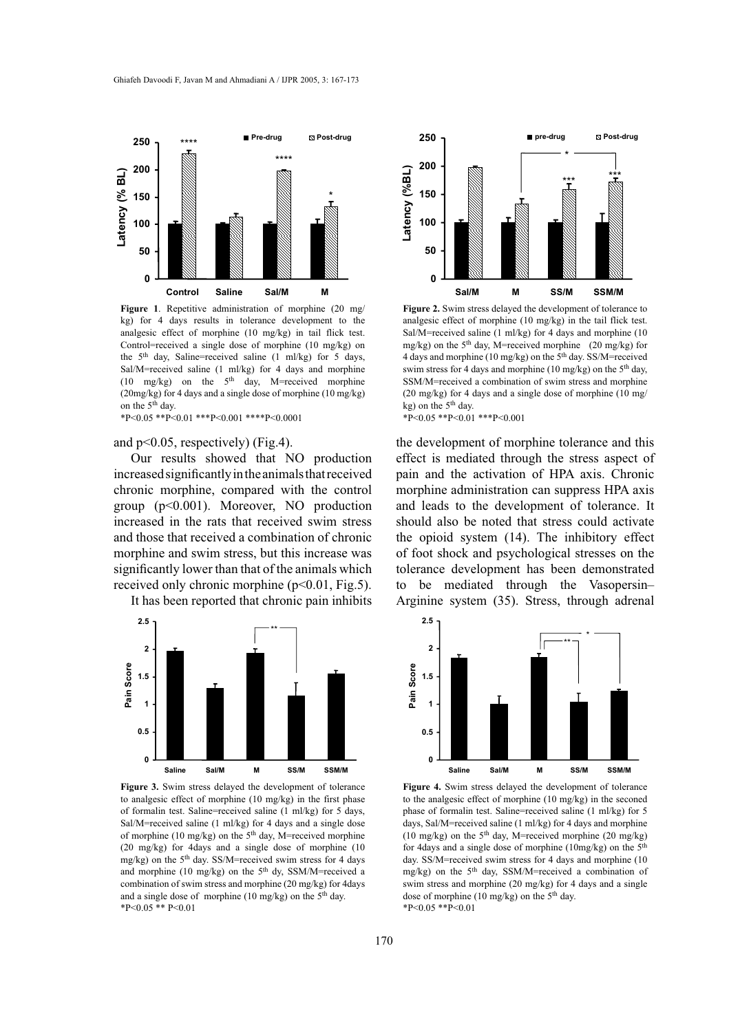Figure 1. Repetitive administration of morphine (20 mg/kg) for 4 days results in tolerance development to the analgesic effect of morphine (10 mg/kg) in tail flick test. Control=received a single dose of morphine (10 mg/kg) on the 5th day, Saline=received saline (1 ml/kg) for 5 days, Sal/M=received saline (1 ml/kg) for 4 days and morphine (10 mg/kg) on the 5th day, M=received morphine (20mg/kg) for 4 days and a single dose of morphine (10 mg/kg) on the 5th day.
*P<0.05 **P<0.01 ***P<0.001 ****P<0.0001

Figure 2. Swim stress delayed the development of tolerance to analgesic effect of morphine (10 mg/kg) in the tail flick test. Sal/M=received saline (1 ml/kg) for 4 days and morphine (10 mg/kg) on the 5th day, M=received morphine (20 mg/kg) for 4 days and morphine (10 mg/kg) on the 5th day. SS/M=received swim stress for 4 days and morphine (10 mg/kg) on the 5th day, SSM/M=received a combination of swim stress and morphine (20 mg/kg) for 4 days and a single dose of morphine (10 mg/kg) on the 5th day.
*P<0.05 **P<0.01 ***P<0.001

and p<0.05, respectively) (Fig.4).

Our results showed that NO production increased significantly in the animals that received chronic morphine, compared with the control group (p<0.001). Moreover, NO production increased in the rats that received swim stress and those that received a combination of chronic morphine and swim stress, but this increase was significantly lower than that of the animals which received only chronic morphine (p<0.01, Fig.5).

It has been reported that chronic pain inhibits the development of morphine tolerance and this effect is mediated through the stress aspect of pain and the activation of HPA axis. Chronic morphine administration can suppress HPA axis and leads to the development of tolerance. It should also be noted that stress could activate the opioid system (14). The inhibitory effect of foot shock and psychological stresses on the tolerance development has been demonstrated to be mediated through the Vasopersin–Arginine system (35). Stress, through adrenal

Figure 3. Swim stress delayed the development of tolerance to analgesic effect of morphine (10 mg/kg) in the first phase of formalin test. Saline=received saline (1 ml/kg) for 5 days, Sal/M=received saline (1 ml/kg) for 4 days and a single dose of morphine (10 mg/kg) on the 5th day, M=received morphine (20 mg/kg) for 4days and a single dose of morphine (10 mg/kg) on the 5th day. SS/M=received swim stress for 4 days and morphine (10 mg/kg) on the 5th dy, SSM/M=received a combination of swim stress and morphine (20 mg/kg) for 4days and a single dose of morphine (10 mg/kg) on the 5th day.
*P<0.05 ** P<0.01

Figure 4. Swim stress delayed the development of tolerance to the analgesic effect of morphine (10 mg/kg) in the seconed phase of formalin test. Saline=received saline (1 ml/kg) for 5 days, Sal/M=received saline (1 ml/kg) for 4 days and morphine (10 mg/kg) on the 5th day, M=received morphine (20 mg/kg) for 4days and a single dose of morphine (10mg/kg) on the 5th day. SS/M=received swim stress for 4 days and morphine (10 mg/kg) on the 5th day, SSM/M=received a combination of swim stress and morphine (20 mg/kg) for 4 days and a single dose of morphine (10 mg/kg) on the 5th day.
*P<0.05 **P<0.01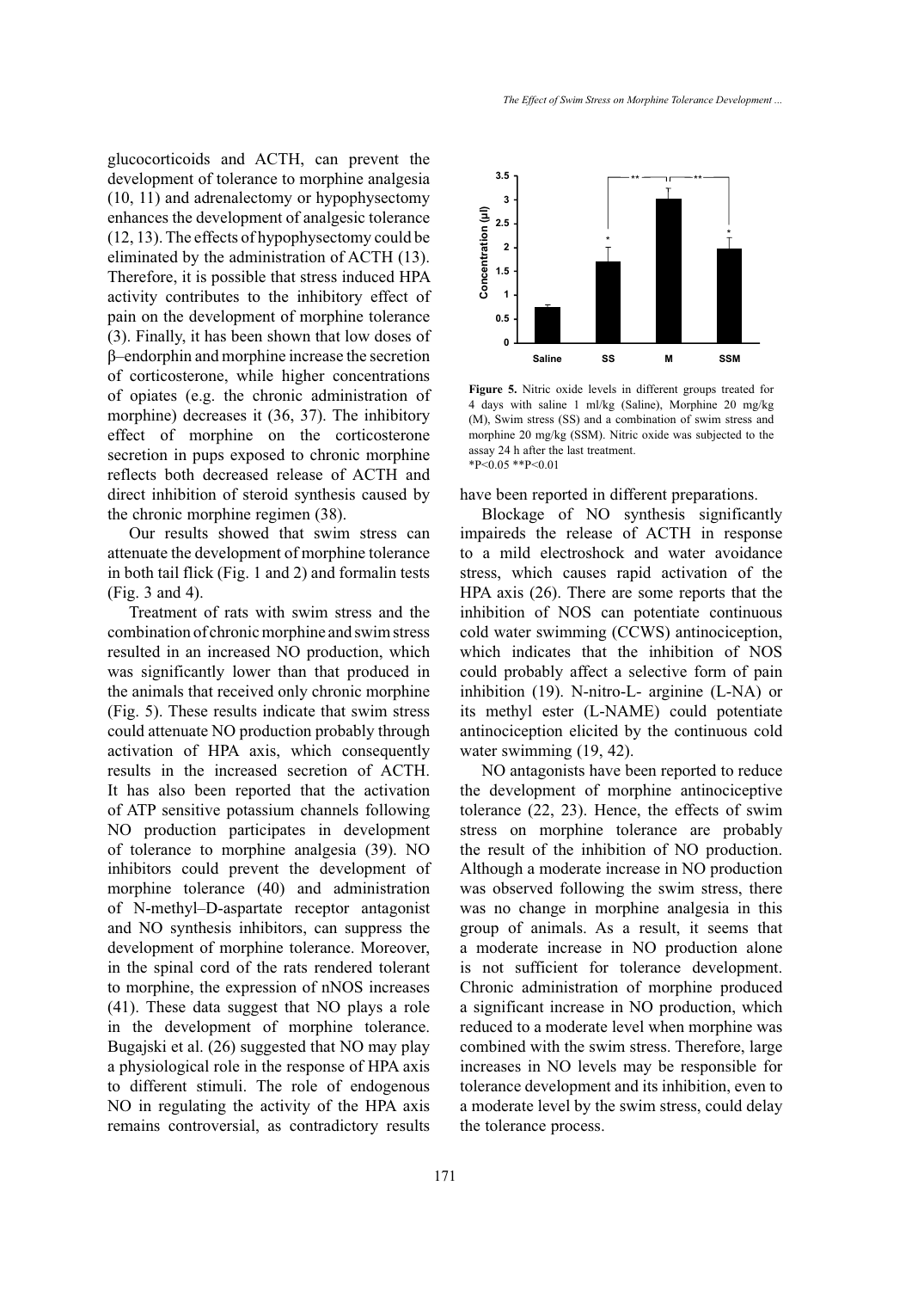glucocorticoids and ACTH, can prevent the development of tolerance to morphine analgesia (10, 11) and adrenalectomy or hypophysectomy enhances the development of analgesic tolerance (12, 13). The effects of hypophysectomy could be eliminated by the administration of ACTH (13). Therefore, it is possible that stress induced HPA activity contributes to the inhibitory effect of pain on the development of morphine tolerance (3). Finally, it has been shown that low doses of β–endorphin and morphine increase the secretion of corticosterone, while higher concentrations of opiates (e.g. the chronic administration of morphine) decreases it (36, 37). The inhibitory effect of morphine on the corticosterone secretion in pups exposed to chronic morphine reflects both decreased release of ACTH and direct inhibition of steroid synthesis caused by the chronic morphine regimen (38).

Our results showed that swim stress can attenuate the development of morphine tolerance in both tail flick (Fig. 1 and 2) and formalin tests (Fig. 3 and 4).

Treatment of rats with swim stress and the combination of chronic morphine and swim stress resulted in an increased NO production, which was significantly lower than that produced in the animals that received only chronic morphine (Fig. 5). These results indicate that swim stress could attenuate NO production probably through activation of HPA axis, which consequently results in the increased secretion of ACTH. It has also been reported that the activation of ATP sensitive potassium channels following NO production participates in development of tolerance to morphine analgesia (39). NO inhibitors could prevent the development of morphine tolerance (40) and administration of N-methyl–D-aspartate receptor antagonist and NO synthesis inhibitors, can suppress the development of morphine tolerance. Moreover, in the spinal cord of the rats rendered tolerant to morphine, the expression of nNOS increases (41). These data suggest that NO plays a role in the development of morphine tolerance. Bugajski et al. (26) suggested that NO may play a physiological role in the response of HPA axis to different stimuli. The role of endogenous NO in regulating the activity of the HPA axis remains controversial, as contradictory results have been reported in different preparations.

**Figure 5.** Nitric oxide levels in different groups treated for 4 days with saline 1 ml/kg (Saline), Morphine 20 mg/kg (M), Swim stress (SS) and a combination of swim stress and morphine 20 mg/kg (SSM). Nitric oxide was subjected to the assay 24 h after the last treatment.
*P<0.05 **P<0.01

Blockage of NO synthesis significantly impaireds the release of ACTH in response to a mild electroshock and water avoidance stress, which causes rapid activation of the HPA axis (26). There are some reports that the inhibition of NOS can potentiate continuous cold water swimming (CCWS) antinociception, which indicates that the inhibition of NOS could probably affect a selective form of pain inhibition (19). N-nitro-L- arginine (L-NA) or its methyl ester (L-NAME) could potentiate antinociception elicited by the continuous cold water swimming (19, 42).

NO antagonists have been reported to reduce the development of morphine antinociceptive tolerance (22, 23). Hence, the effects of swim stress on morphine tolerance are probably the result of the inhibition of NO production. Although a moderate increase in NO production was observed following the swim stress, there was no change in morphine analgesia in this group of animals. As a result, it seems that a moderate increase in NO production alone is not sufficient for tolerance development. Chronic administration of morphine produced a significant increase in NO production, which reduced to a moderate level when morphine was combined with the swim stress. Therefore, large increases in NO levels may be responsible for tolerance development and its inhibition, even to a moderate level by the swim stress, could delay the tolerance process.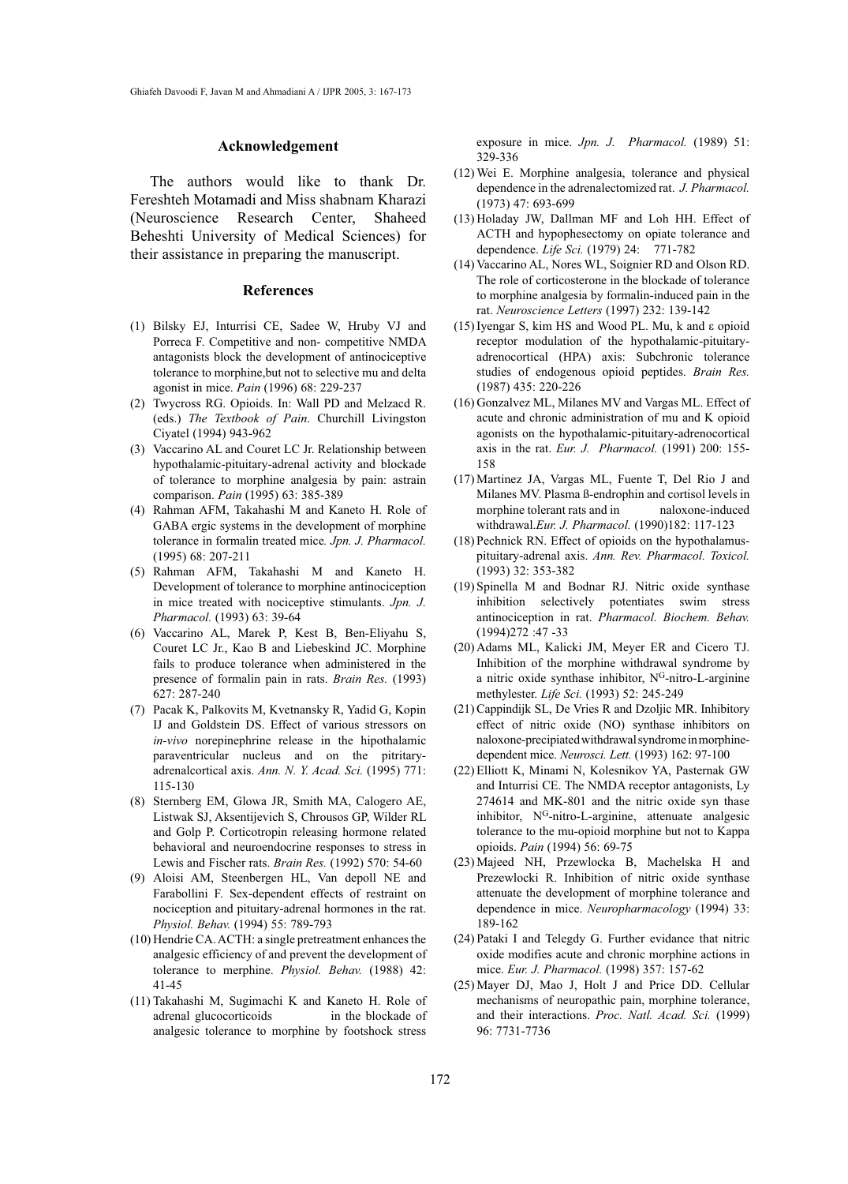## Acknowledgement

The authors would like to thank Dr. Fereshteh Motamadi and Miss shabnam Kharazi (Neuroscience Research Center, Shaheed Beheshti University of Medical Sciences) for their assistance in preparing the manuscript.

## References

(1) Bilsky EJ, Inturrisi CE, Sadee W, Hruby VJ and Porreca F. Competitive and non- competitive NMDA antagonists block the development of antinociceptive tolerance to morphine,but not to selective mu and delta agonist in mice. *Pain* (1996) 68: 229-237

(2) Twycross RG. Opioids. In: Wall PD and Melzacd R. (eds.) *The Textbook of Pain.* Churchill Livingston Ciyatel (1994) 943-962

(3) Vaccarino AL and Couret LC Jr. Relationship between hypothalamic-pituitary-adrenal activity and blockade of tolerance to morphine analgesia by pain: astrain comparison. *Pain* (1995) 63: 385-389

(4) Rahman AFM, Takahashi M and Kaneto H. Role of GABA ergic systems in the development of morphine tolerance in formalin treated mice*. Jpn. J. Pharmacol.* (1995) 68: 207-211

(5) Rahman AFM, Takahashi M and Kaneto H. Development of tolerance to morphine antinociception in mice treated with nociceptive stimulants. *Jpn. J. Pharmacol.* (1993) 63: 39-64

(6) Vaccarino AL, Marek P, Kest B, Ben-Eliyahu S, Couret LC Jr., Kao B and Liebeskind JC. Morphine fails to produce tolerance when administered in the presence of formalin pain in rats. *Brain Res.* (1993) 627: 287-240

(7) Pacak K, Palkovits M, Kvetnansky R, Yadid G, Kopin IJ and Goldstein DS. Effect of various stressors on *in-vivo* norepinephrine release in the hipothalamic paraventricular nucleus and on the pitritary-adrenalcortical axis. *Ann. N. Y. Acad. Sci.* (1995) 771: 115-130

(8) Sternberg EM, Glowa JR, Smith MA, Calogero AE, Listwak SJ, Aksentijevich S, Chrousos GP, Wilder RL and Golp P. Corticotropin releasing hormone related behavioral and neuroendocrine responses to stress in Lewis and Fischer rats. *Brain Res.* (1992) 570: 54-60

(9) Aloisi AM, Steenbergen HL, Van depoll NE and Farabollini F. Sex-dependent effects of restraint on nociception and pituitary-adrenal hormones in the rat. *Physiol. Behav.* (1994) 55: 789-793

(10) Hendrie CA. ACTH: a single pretreatment enhances the analgesic efficiency of and prevent the development of tolerance to merphine. *Physiol. Behav.* (1988) 42: 41-45

(11) Takahashi M, Sugimachi K and Kaneto H. Role of adrenal glucocorticoids in the blockade of analgesic tolerance to morphine by footshock stress exposure in mice. *Jpn. J. Pharmacol.* (1989) 51: 329-336

(12) Wei E. Morphine analgesia, tolerance and physical dependence in the adrenalectomized rat. *J. Pharmacol.* (1973) 47: 693-699

(13) Holaday JW, Dallman MF and Loh HH. Effect of ACTH and hypophesectomy on opiate tolerance and dependence. *Life Sci.* (1979) 24: 771-782

(14) Vaccarino AL, Nores WL, Soignier RD and Olson RD. The role of corticosterone in the blockade of tolerance to morphine analgesia by formalin-induced pain in the rat. *Neuroscience Letters* (1997) 232: 139-142

(15) Iyengar S, kim HS and Wood PL. Mu, k and ε opioid receptor modulation of the hypothalamic-pituitary-adrenocortical (HPA) axis: Subchronic tolerance studies of endogenous opioid peptides. *Brain Res.* (1987) 435: 220-226

(16) Gonzalvez ML, Milanes MV and Vargas ML. Effect of acute and chronic administration of mu and K opioid agonists on the hypothalamic-pituitary-adrenocortical axis in the rat. *Eur. J. Pharmacol.* (1991) 200: 155-158

(17) Martinez JA, Vargas ML, Fuente T, Del Rio J and Milanes MV. Plasma ß-endrophin and cortisol levels in morphine tolerant rats and in naloxone-induced withdrawal.*Eur. J. Pharmacol.* (1990)182: 117-123

(18) Pechnick RN. Effect of opioids on the hypothalamus-pituitary-adrenal axis. *Ann. Rev. Pharmacol. Toxicol.* (1993) 32: 353-382

(19) Spinella M and Bodnar RJ. Nitric oxide synthase inhibition selectively potentiates swim stress antinociception in rat. *Pharmacol. Biochem. Behav.* (1994)272 :47 -33

(20) Adams ML, Kalicki JM, Meyer ER and Cicero TJ. Inhibition of the morphine withdrawal syndrome by a nitric oxide synthase inhibitor, N$^{G}$-nitro-L-arginine methylester. *Life Sci.* (1993) 52: 245-249

(21) Cappindijk SL, De Vries R and Dzoljic MR. Inhibitory effect of nitric oxide (NO) synthase inhibitors on naloxone-precipiated withdrawal syndrome in morphine-dependent mice. *Neurosci. Lett.* (1993) 162: 97-100

(22) Elliott K, Minami N, Kolesnikov YA, Pasternak GW and Inturrisi CE. The NMDA receptor antagonists, Ly 274614 and MK-801 and the nitric oxide syn thase inhibitor, N$^{G}$-nitro-L-arginine, attenuate analgesic tolerance to the mu-opioid morphine but not to Kappa opioids. *Pain* (1994) 56: 69-75

(23) Majeed NH, Przewlocka B, Machelska H and Prezewlocki R. Inhibition of nitric oxide synthase attenuate the development of morphine tolerance and dependence in mice. *Neuropharmacology* (1994) 33: 189-162

(24) Pataki I and Telegdy G. Further evidance that nitric oxide modifies acute and chronic morphine actions in mice. *Eur. J. Pharmacol.* (1998) 357: 157-62

(25) Mayer DJ, Mao J, Holt J and Price DD. Cellular mechanisms of neuropathic pain, morphine tolerance, and their interactions. *Proc. Natl. Acad. Sci.* (1999) 96: 7731-7736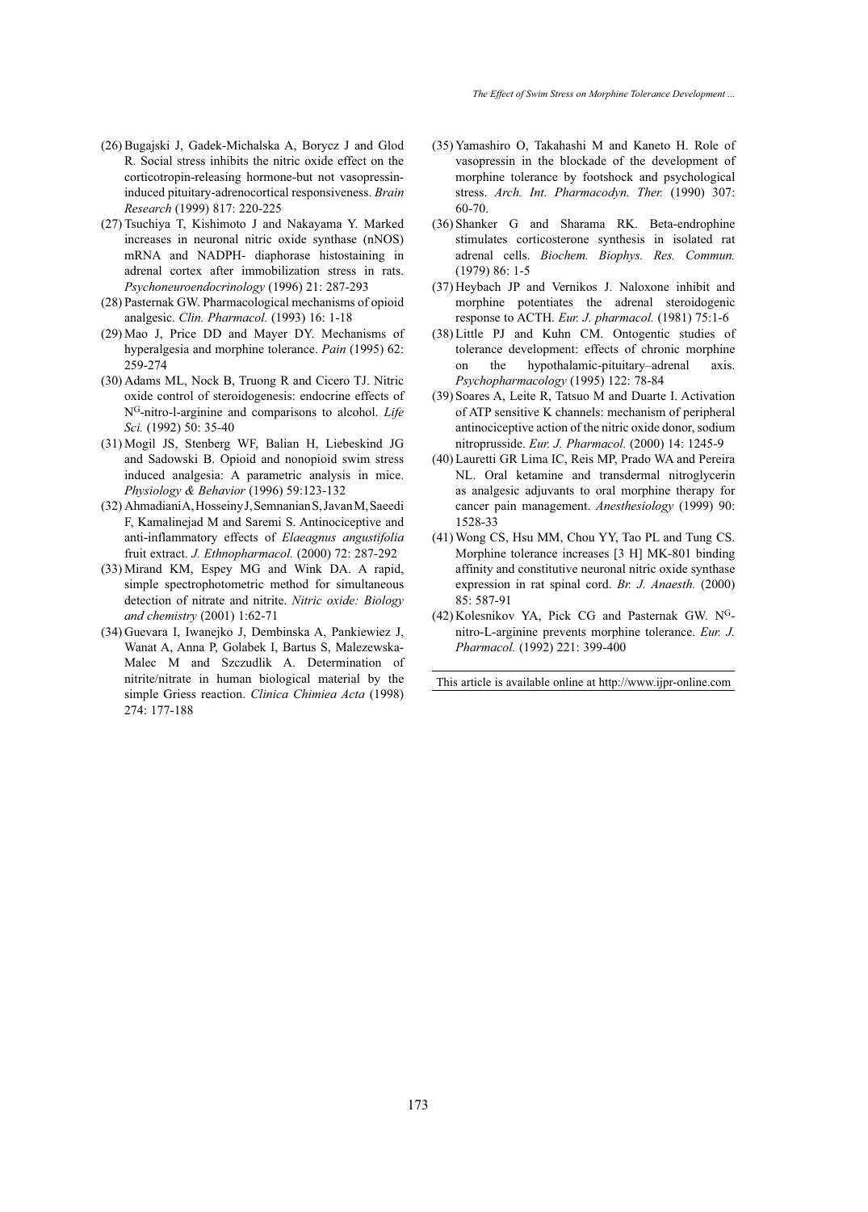(26) Bugajski J, Gadek-Michalska A, Borycz J and Glod R. Social stress inhibits the nitric oxide effect on the corticotropin-releasing hormone-but not vasopressin-induced pituitary-adrenocortical responsiveness. *Brain Research* (1999) 817: 220-225

(27) Tsuchiya T, Kishimoto J and Nakayama Y. Marked increases in neuronal nitric oxide synthase (nNOS) mRNA and NADPH- diaphorase histostaining in adrenal cortex after immobilization stress in rats. *Psychoneuroendocrinology* (1996) 21: 287-293

(28) Pasternak GW. Pharmacological mechanisms of opioid analgesic. *Clin. Pharmacol.* (1993) 16: 1-18

(29) Mao J, Price DD and Mayer DY. Mechanisms of hyperalgesia and morphine tolerance. *Pain* (1995) 62: 259-274

(30) Adams ML, Nock B, Truong R and Cicero TJ. Nitric oxide control of steroidogenesis: endocrine effects of N[G]-nitro-l-arginine and comparisons to alcohol. *Life Sci.* (1992) 50: 35-40

(31) Mogil JS, Stenberg WF, Balian H, Liebeskind JG and Sadowski B. Opioid and nonopioid swim stress induced analgesia: A parametric analysis in mice. *Physiology & Behavior* (1996) 59:123-132

(32) Ahmadiani A, Hosseiny J, Semnanian S, Javan M, Saeedi F, Kamalinejad M and Saremi S. Antinociceptive and anti-inflammatory effects of *Elaeagnus angustifolia* fruit extract. *J. Ethnopharmacol.* (2000) 72: 287-292

(33) Mirand KM, Espey MG and Wink DA. A rapid, simple spectrophotometric method for simultaneous detection of nitrate and nitrite. *Nitric oxide: Biology and chemistry* (2001) 1:62-71

(34) Guevara I, Iwanejko J, Dembinska A, Pankiewicz J, Wanat A, Anna P, Golabek I, Bartus S, Malezewska-Malec M and Szczudlik A. Determination of nitrite/nitrate in human biological material by the simple Griess reaction. *Clinica Chimiea Acta* (1998) 274: 177-188

(35) Yamashiro O, Takahashi M and Kaneto H. Role of vasopressin in the blockade of the development of morphine tolerance by footshock and psychological stress. *Arch. Int. Pharmacodyn. Ther.* (1990) 307: 60-70.

(36) Shanker G and Sharama RK. Beta-endrophine stimulates corticosterone synthesis in isolated rat adrenal cells. *Biochem. Biophys. Res. Commun.* (1979) 86: 1-5

(37) Heybach JP and Vernikos J. Naloxone inhibit and morphine potentiates the adrenal steroidogenic response to ACTH. *Eur. J. pharmacol.* (1981) 75:1-6

(38) Little PJ and Kuhn CM. Ontogentic studies of tolerance development: effects of chronic morphine on the hypothalamic-pituitary–adrenal axis. *Psychopharmacology* (1995) 122: 78-84

(39) Soares A, Leite R, Tatsuo M and Duarte I. Activation of ATP sensitive K channels: mechanism of peripheral antinociceptive action of the nitric oxide donor, sodium nitroprusside. *Eur. J. Pharmacol.* (2000) 14: 1245-9

(40) Lauretti GR Lima IC, Reis MP, Prado WA and Pereira NL. Oral ketamine and transdermal nitroglycerin as analgesic adjuvants to oral morphine therapy for cancer pain management. *Anesthesiology* (1999) 90: 1528-33

(41) Wong CS, Hsu MM, Chou YY, Tao PL and Tung CS. Morphine tolerance increases [3 H] MK-801 binding affinity and constitutive neuronal nitric oxide synthase expression in rat spinal cord. *Br. J. Anaesth.* (2000) 85: 587-91

(42) Kolesnikov YA, Pick CG and Pasternak GW. N[G]-nitro-L-arginine prevents morphine tolerance. *Eur. J. Pharmacol.* (1992) 221: 399-400

This article is available online at http://www.ijpr-online.com